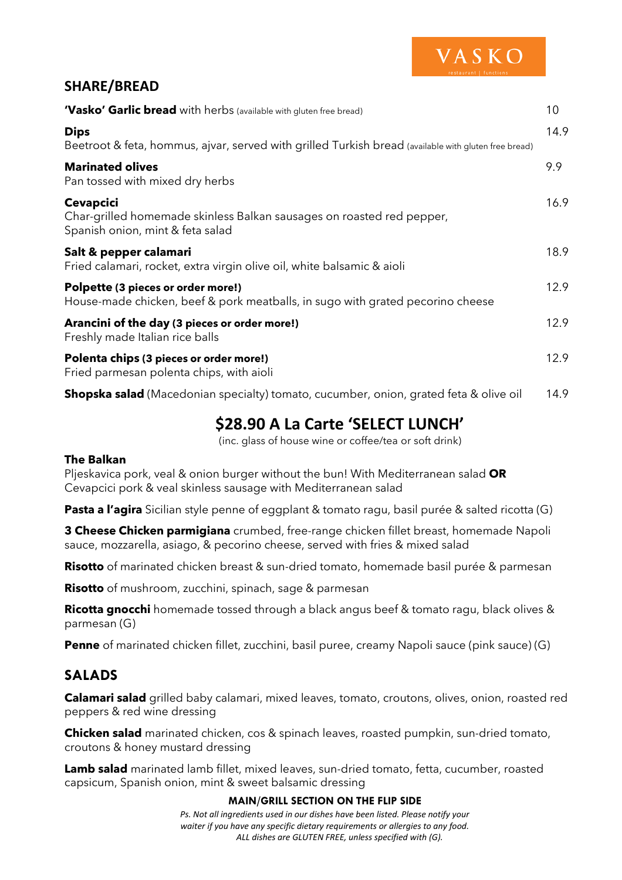# VASKO

restaurant | functions

## SHARE/BREAD

**'Vasko' Garlic bread** with herbs (available with gluten free bread) — 10

**Dips** — 14.9
Beetroot & feta, hommus, ajvar, served with grilled Turkish bread (available with gluten free bread)

**Marinated olives** — 9.9
Pan tossed with mixed dry herbs

**Cevapcici** — 16.9
Char-grilled homemade skinless Balkan sausages on roasted red pepper, Spanish onion, mint & feta salad

**Salt & pepper calamari** — 18.9
Fried calamari, rocket, extra virgin olive oil, white balsamic & aioli

**Polpette (3 pieces or order more!)** — 12.9
House-made chicken, beef & pork meatballs, in sugo with grated pecorino cheese

**Arancini of the day (3 pieces or order more!)** — 12.9
Freshly made Italian rice balls

**Polenta chips (3 pieces or order more!)** — 12.9
Fried parmesan polenta chips, with aioli

**Shopska salad** (Macedonian specialty) tomato, cucumber, onion, grated feta & olive oil — 14.9

## $28.90 A La Carte 'SELECT LUNCH'

(inc. glass of house wine or coffee/tea or soft drink)

**The Balkan**
Pljeskavica pork, veal & onion burger without the bun! With Mediterranean salad **OR** Cevapcici pork & veal skinless sausage with Mediterranean salad

**Pasta a l'agira** Sicilian style penne of eggplant & tomato ragu, basil purée & salted ricotta (G)

**3 Cheese Chicken parmigiana** crumbed, free-range chicken fillet breast, homemade Napoli sauce, mozzarella, asiago, & pecorino cheese, served with fries & mixed salad

**Risotto** of marinated chicken breast & sun-dried tomato, homemade basil purée & parmesan

**Risotto** of mushroom, zucchini, spinach, sage & parmesan

**Ricotta gnocchi** homemade tossed through a black angus beef & tomato ragu, black olives & parmesan (G)

**Penne** of marinated chicken fillet, zucchini, basil puree, creamy Napoli sauce (pink sauce) (G)

## SALADS

**Calamari salad** grilled baby calamari, mixed leaves, tomato, croutons, olives, onion, roasted red peppers & red wine dressing

**Chicken salad** marinated chicken, cos & spinach leaves, roasted pumpkin, sun-dried tomato, croutons & honey mustard dressing

**Lamb salad** marinated lamb fillet, mixed leaves, sun-dried tomato, fetta, cucumber, roasted capsicum, Spanish onion, mint & sweet balsamic dressing

**MAIN/GRILL SECTION ON THE FLIP SIDE**

*Ps. Not all ingredients used in our dishes have been listed. Please notify your waiter if you have any specific dietary requirements or allergies to any food. ALL dishes are GLUTEN FREE, unless specified with (G).*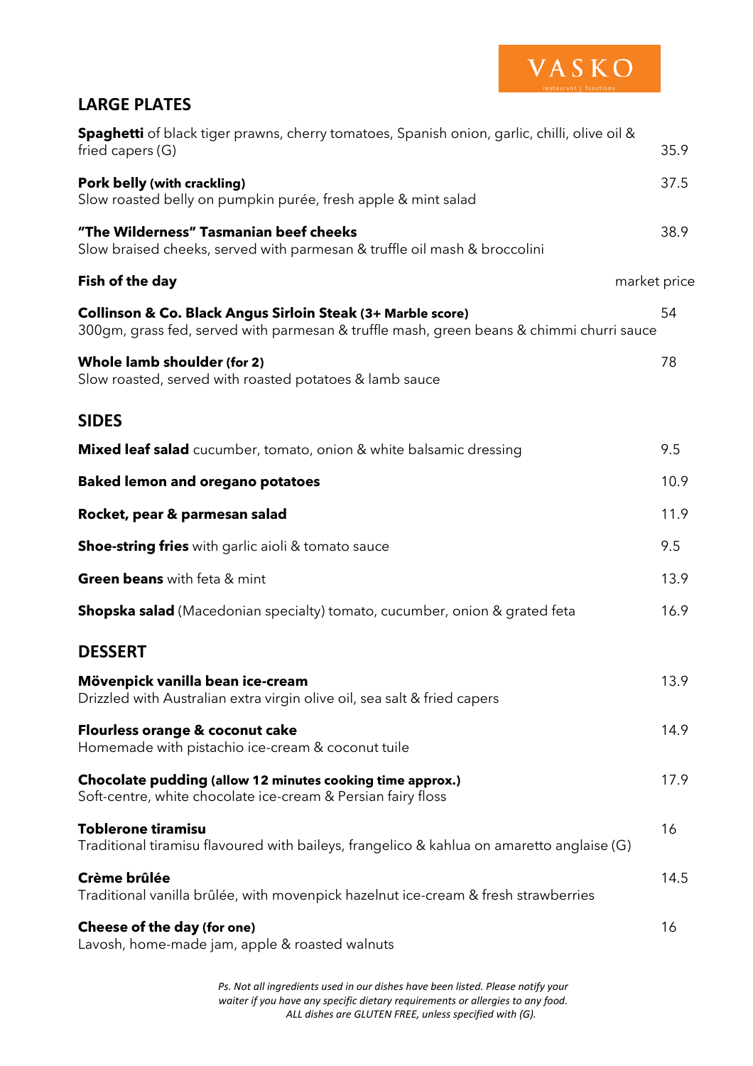VASKO
restaurant | functions

## LARGE PLATES

**Spaghetti** of black tiger prawns, cherry tomatoes, Spanish onion, garlic, chilli, olive oil & fried capers (G) — 35.9

**Pork belly (with crackling)** — 37.5
Slow roasted belly on pumpkin purée, fresh apple & mint salad

**"The Wilderness" Tasmanian beef cheeks** — 38.9
Slow braised cheeks, served with parmesan & truffle oil mash & broccolini

**Fish of the day** — market price

**Collinson & Co. Black Angus Sirloin Steak (3+ Marble score)** — 54
300gm, grass fed, served with parmesan & truffle mash, green beans & chimmi churri sauce

**Whole lamb shoulder (for 2)** — 78
Slow roasted, served with roasted potatoes & lamb sauce

## SIDES

**Mixed leaf salad** cucumber, tomato, onion & white balsamic dressing — 9.5

**Baked lemon and oregano potatoes** — 10.9

**Rocket, pear & parmesan salad** — 11.9

**Shoe-string fries** with garlic aioli & tomato sauce — 9.5

**Green beans** with feta & mint — 13.9

**Shopska salad** (Macedonian specialty) tomato, cucumber, onion & grated feta — 16.9

## DESSERT

**Mövenpick vanilla bean ice-cream** — 13.9
Drizzled with Australian extra virgin olive oil, sea salt & fried capers

**Flourless orange & coconut cake** — 14.9
Homemade with pistachio ice-cream & coconut tuile

**Chocolate pudding (allow 12 minutes cooking time approx.)** — 17.9
Soft-centre, white chocolate ice-cream & Persian fairy floss

**Toblerone tiramisu** — 16
Traditional tiramisu flavoured with baileys, frangelico & kahlua on amaretto anglaise (G)

**Crème brûlée** — 14.5
Traditional vanilla brûlée, with movenpick hazelnut ice-cream & fresh strawberries

**Cheese of the day (for one)** — 16
Lavosh, home-made jam, apple & roasted walnuts

*Ps. Not all ingredients used in our dishes have been listed. Please notify your waiter if you have any specific dietary requirements or allergies to any food. ALL dishes are GLUTEN FREE, unless specified with (G).*